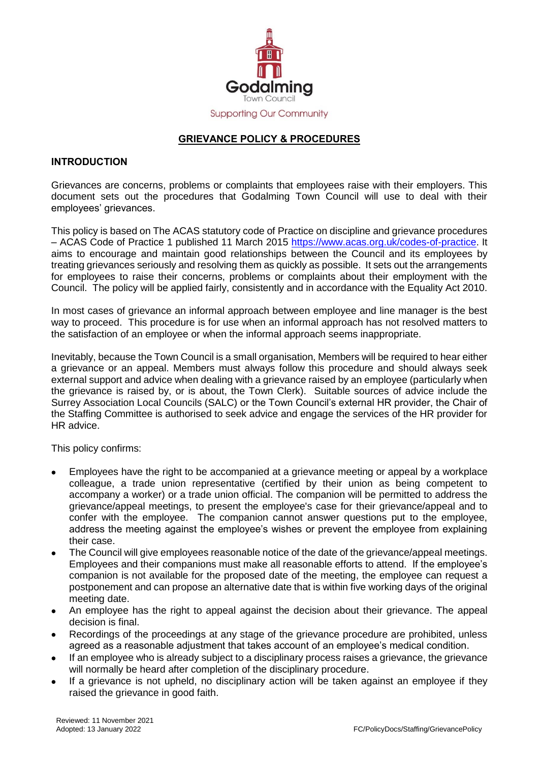Godalming

Town Council

Supporting Our Community

# GRIEVANCE POLICY & PROCEDURES

## INTRODUCTION

Grievances are concerns, problems or complaints that employees raise with their employers. This document sets out the procedures that Godalming Town Council will use to deal with their employees' grievances.

This policy is based on The ACAS statutory code of Practice on discipline and grievance procedures – ACAS Code of Practice 1 published 11 March 2015 https://www.acas.org.uk/codes-of-practice. It aims to encourage and maintain good relationships between the Council and its employees by treating grievances seriously and resolving them as quickly as possible. It sets out the arrangements for employees to raise their concerns, problems or complaints about their employment with the Council. The policy will be applied fairly, consistently and in accordance with the Equality Act 2010.

In most cases of grievance an informal approach between employee and line manager is the best way to proceed. This procedure is for use when an informal approach has not resolved matters to the satisfaction of an employee or when the informal approach seems inappropriate.

Inevitably, because the Town Council is a small organisation, Members will be required to hear either a grievance or an appeal. Members must always follow this procedure and should always seek external support and advice when dealing with a grievance raised by an employee (particularly when the grievance is raised by, or is about, the Town Clerk). Suitable sources of advice include the Surrey Association Local Councils (SALC) or the Town Council's external HR provider, the Chair of the Staffing Committee is authorised to seek advice and engage the services of the HR provider for HR advice.

This policy confirms:

- Employees have the right to be accompanied at a grievance meeting or appeal by a workplace colleague, a trade union representative (certified by their union as being competent to accompany a worker) or a trade union official. The companion will be permitted to address the grievance/appeal meetings, to present the employee's case for their grievance/appeal and to confer with the employee. The companion cannot answer questions put to the employee, address the meeting against the employee's wishes or prevent the employee from explaining their case.
- The Council will give employees reasonable notice of the date of the grievance/appeal meetings. Employees and their companions must make all reasonable efforts to attend. If the employee's companion is not available for the proposed date of the meeting, the employee can request a postponement and can propose an alternative date that is within five working days of the original meeting date.
- An employee has the right to appeal against the decision about their grievance. The appeal decision is final.
- Recordings of the proceedings at any stage of the grievance procedure are prohibited, unless agreed as a reasonable adjustment that takes account of an employee's medical condition.
- If an employee who is already subject to a disciplinary process raises a grievance, the grievance will normally be heard after completion of the disciplinary procedure.
- If a grievance is not upheld, no disciplinary action will be taken against an employee if they raised the grievance in good faith.

Reviewed: 11 November 2021
Adopted: 13 January 2022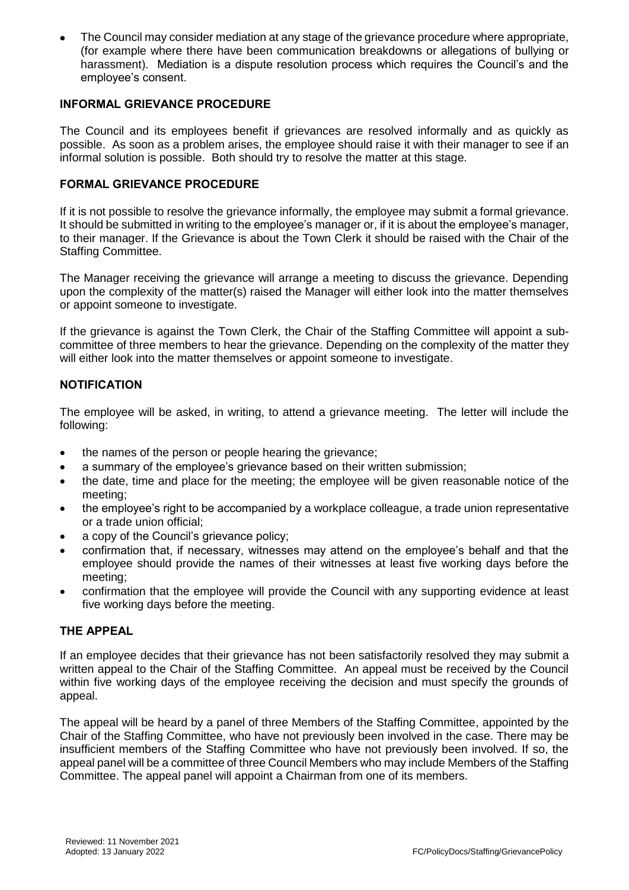- The Council may consider mediation at any stage of the grievance procedure where appropriate, (for example where there have been communication breakdowns or allegations of bullying or harassment). Mediation is a dispute resolution process which requires the Council's and the employee's consent.

## INFORMAL GRIEVANCE PROCEDURE

The Council and its employees benefit if grievances are resolved informally and as quickly as possible. As soon as a problem arises, the employee should raise it with their manager to see if an informal solution is possible. Both should try to resolve the matter at this stage.

## FORMAL GRIEVANCE PROCEDURE

If it is not possible to resolve the grievance informally, the employee may submit a formal grievance. It should be submitted in writing to the employee's manager or, if it is about the employee's manager, to their manager. If the Grievance is about the Town Clerk it should be raised with the Chair of the Staffing Committee.

The Manager receiving the grievance will arrange a meeting to discuss the grievance. Depending upon the complexity of the matter(s) raised the Manager will either look into the matter themselves or appoint someone to investigate.

If the grievance is against the Town Clerk, the Chair of the Staffing Committee will appoint a sub-committee of three members to hear the grievance. Depending on the complexity of the matter they will either look into the matter themselves or appoint someone to investigate.

## NOTIFICATION

The employee will be asked, in writing, to attend a grievance meeting. The letter will include the following:

- the names of the person or people hearing the grievance;
- a summary of the employee's grievance based on their written submission;
- the date, time and place for the meeting; the employee will be given reasonable notice of the meeting;
- the employee's right to be accompanied by a workplace colleague, a trade union representative or a trade union official;
- a copy of the Council's grievance policy;
- confirmation that, if necessary, witnesses may attend on the employee's behalf and that the employee should provide the names of their witnesses at least five working days before the meeting;
- confirmation that the employee will provide the Council with any supporting evidence at least five working days before the meeting.

## THE APPEAL

If an employee decides that their grievance has not been satisfactorily resolved they may submit a written appeal to the Chair of the Staffing Committee. An appeal must be received by the Council within five working days of the employee receiving the decision and must specify the grounds of appeal.

The appeal will be heard by a panel of three Members of the Staffing Committee, appointed by the Chair of the Staffing Committee, who have not previously been involved in the case. There may be insufficient members of the Staffing Committee who have not previously been involved. If so, the appeal panel will be a committee of three Council Members who may include Members of the Staffing Committee. The appeal panel will appoint a Chairman from one of its members.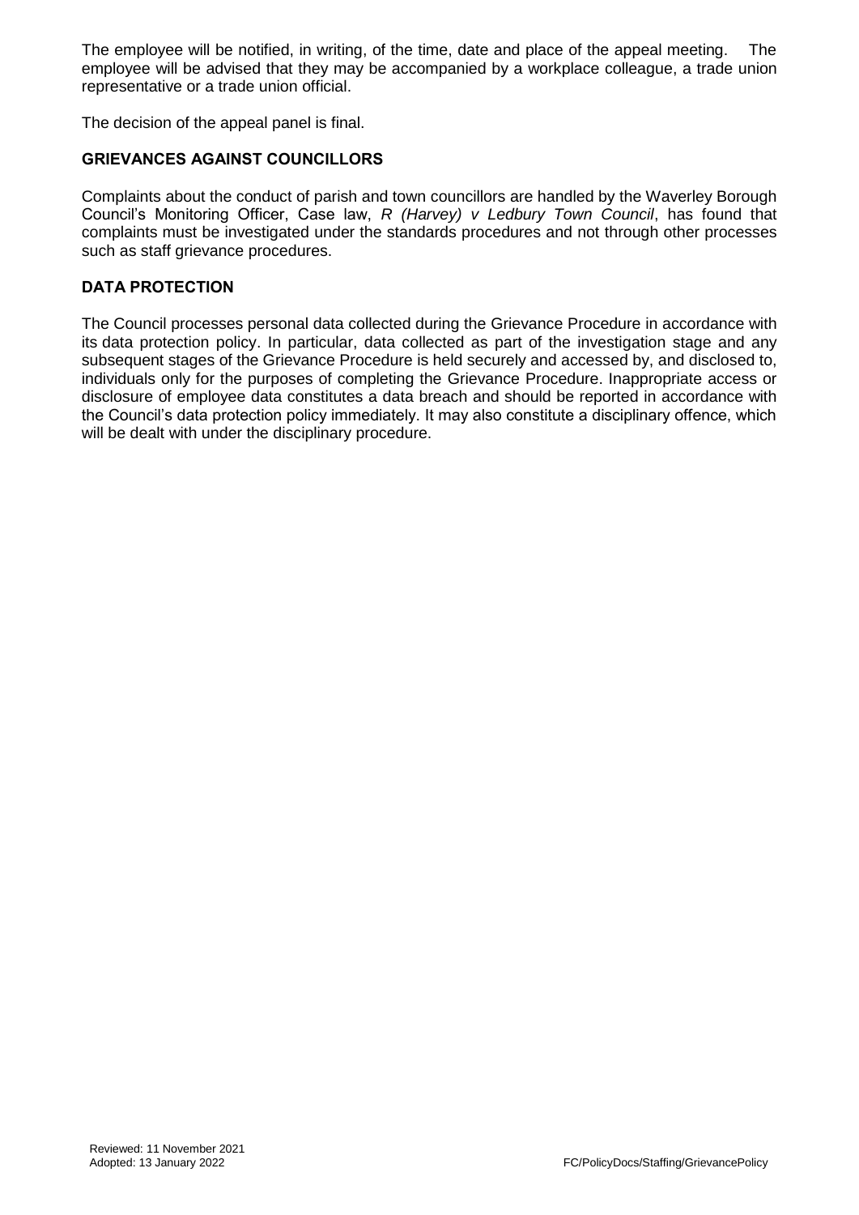The employee will be notified, in writing, of the time, date and place of the appeal meeting. The employee will be advised that they may be accompanied by a workplace colleague, a trade union representative or a trade union official.

The decision of the appeal panel is final.

## GRIEVANCES AGAINST COUNCILLORS

Complaints about the conduct of parish and town councillors are handled by the Waverley Borough Council's Monitoring Officer, Case law, *R (Harvey) v Ledbury Town Council*, has found that complaints must be investigated under the standards procedures and not through other processes such as staff grievance procedures.

## DATA PROTECTION

The Council processes personal data collected during the Grievance Procedure in accordance with its data protection policy. In particular, data collected as part of the investigation stage and any subsequent stages of the Grievance Procedure is held securely and accessed by, and disclosed to, individuals only for the purposes of completing the Grievance Procedure. Inappropriate access or disclosure of employee data constitutes a data breach and should be reported in accordance with the Council's data protection policy immediately. It may also constitute a disciplinary offence, which will be dealt with under the disciplinary procedure.